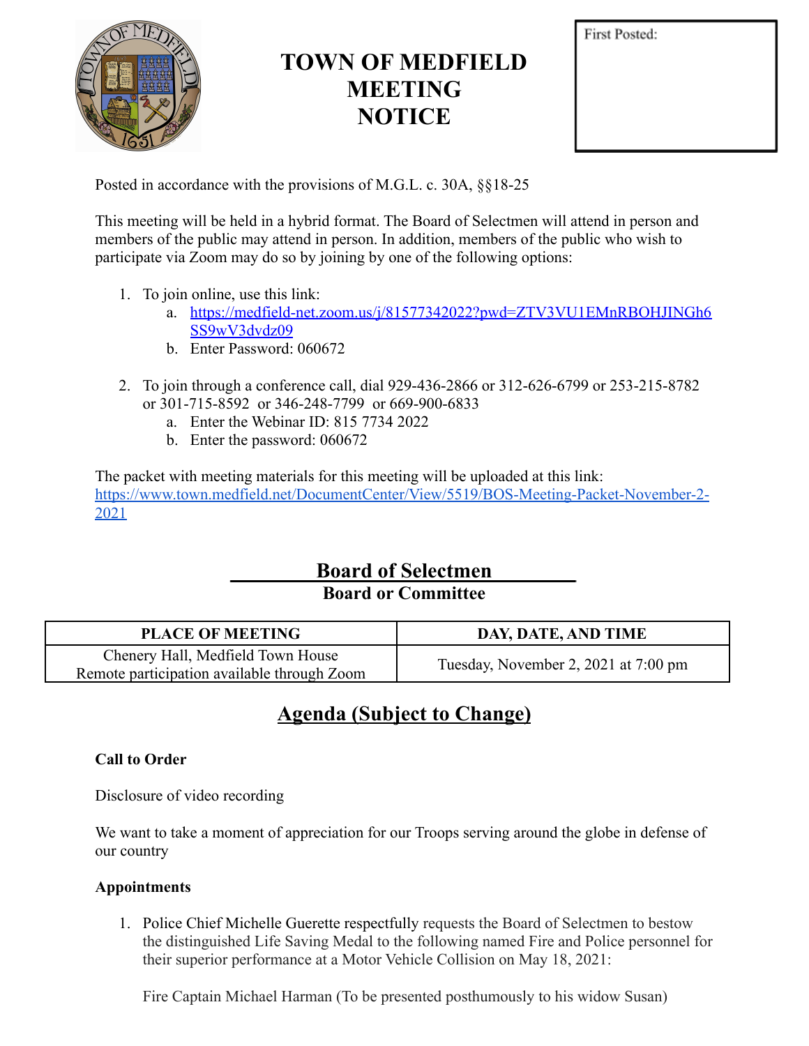# TOWN OF MEDFIELD MEETING NOTICE

First Posted:

Posted in accordance with the provisions of M.G.L. c. 30A, §§18-25

This meeting will be held in a hybrid format. The Board of Selectmen will attend in person and members of the public may attend in person. In addition, members of the public who wish to participate via Zoom may do so by joining by one of the following options:

1. To join online, use this link:
   a. https://medfield-net.zoom.us/j/81577342022?pwd=ZTV3VU1EMnRBOHJINGh6SS9wV3dvdz09
   b. Enter Password: 060672

2. To join through a conference call, dial 929-436-2866 or 312-626-6799 or 253-215-8782 or 301-715-8592 or 346-248-7799 or 669-900-6833
   a. Enter the Webinar ID: 815 7734 2022
   b. Enter the password: 060672

The packet with meeting materials for this meeting will be uploaded at this link: https://www.town.medfield.net/DocumentCenter/View/5519/BOS-Meeting-Packet-November-2-2021

## Board of Selectmen

**Board or Committee**

| PLACE OF MEETING | DAY, DATE, AND TIME |
|---|---|
| Chenery Hall, Medfield Town House<br>Remote participation available through Zoom | Tuesday, November 2, 2021 at 7:00 pm |

## Agenda (Subject to Change)

**Call to Order**

Disclosure of video recording

We want to take a moment of appreciation for our Troops serving around the globe in defense of our country

**Appointments**

1. Police Chief Michelle Guerette respectfully requests the Board of Selectmen to bestow the distinguished Life Saving Medal to the following named Fire and Police personnel for their superior performance at a Motor Vehicle Collision on May 18, 2021:

   Fire Captain Michael Harman (To be presented posthumously to his widow Susan)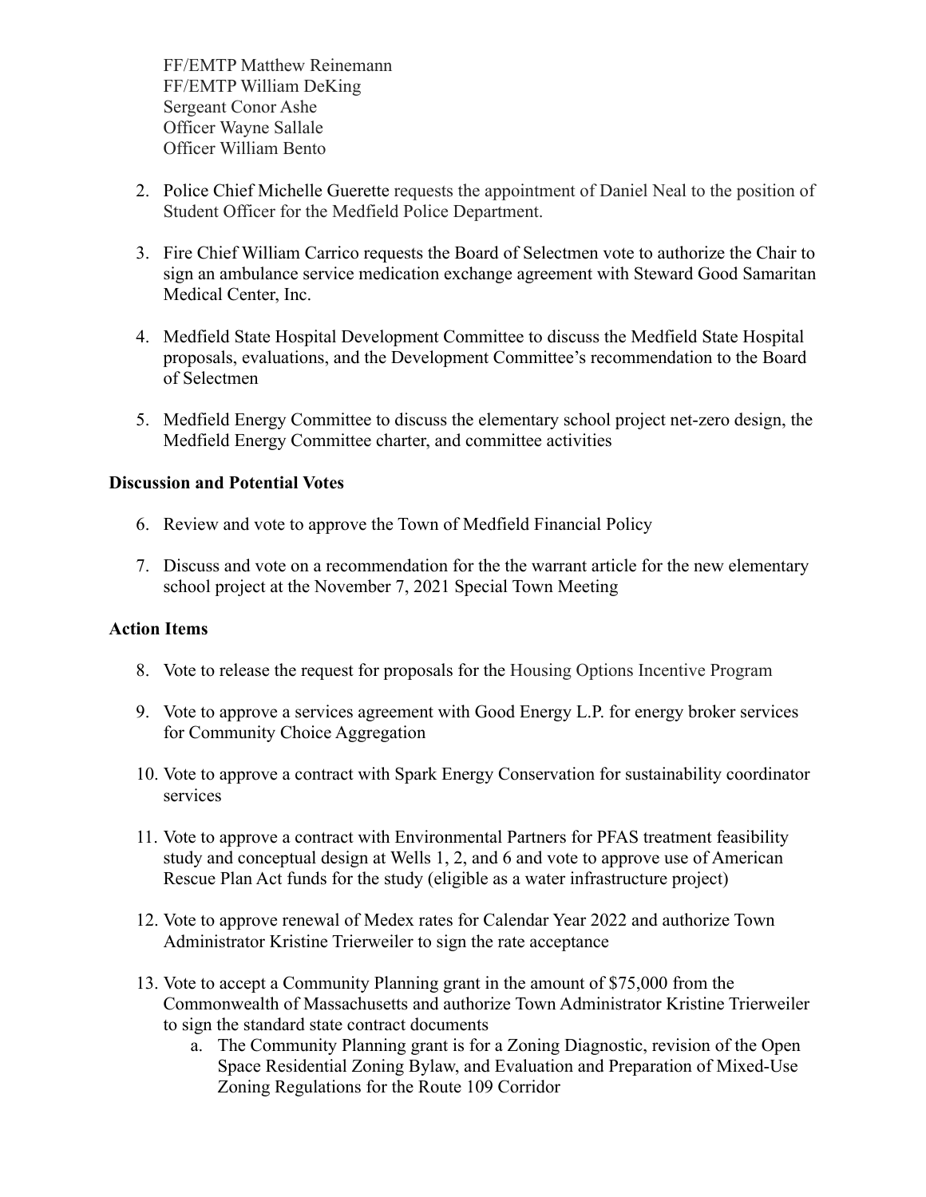FF/EMTP Matthew Reinemann
FF/EMTP William DeKing
Sergeant Conor Ashe
Officer Wayne Sallale
Officer William Bento

2. Police Chief Michelle Guerette requests the appointment of Daniel Neal to the position of Student Officer for the Medfield Police Department.

3. Fire Chief William Carrico requests the Board of Selectmen vote to authorize the Chair to sign an ambulance service medication exchange agreement with Steward Good Samaritan Medical Center, Inc.

4. Medfield State Hospital Development Committee to discuss the Medfield State Hospital proposals, evaluations, and the Development Committee's recommendation to the Board of Selectmen

5. Medfield Energy Committee to discuss the elementary school project net-zero design, the Medfield Energy Committee charter, and committee activities

**Discussion and Potential Votes**

6. Review and vote to approve the Town of Medfield Financial Policy

7. Discuss and vote on a recommendation for the the warrant article for the new elementary school project at the November 7, 2021 Special Town Meeting

**Action Items**

8. Vote to release the request for proposals for the Housing Options Incentive Program

9. Vote to approve a services agreement with Good Energy L.P. for energy broker services for Community Choice Aggregation

10. Vote to approve a contract with Spark Energy Conservation for sustainability coordinator services

11. Vote to approve a contract with Environmental Partners for PFAS treatment feasibility study and conceptual design at Wells 1, 2, and 6 and vote to approve use of American Rescue Plan Act funds for the study (eligible as a water infrastructure project)

12. Vote to approve renewal of Medex rates for Calendar Year 2022 and authorize Town Administrator Kristine Trierweiler to sign the rate acceptance

13. Vote to accept a Community Planning grant in the amount of $75,000 from the Commonwealth of Massachusetts and authorize Town Administrator Kristine Trierweiler to sign the standard state contract documents
    a. The Community Planning grant is for a Zoning Diagnostic, revision of the Open Space Residential Zoning Bylaw, and Evaluation and Preparation of Mixed-Use Zoning Regulations for the Route 109 Corridor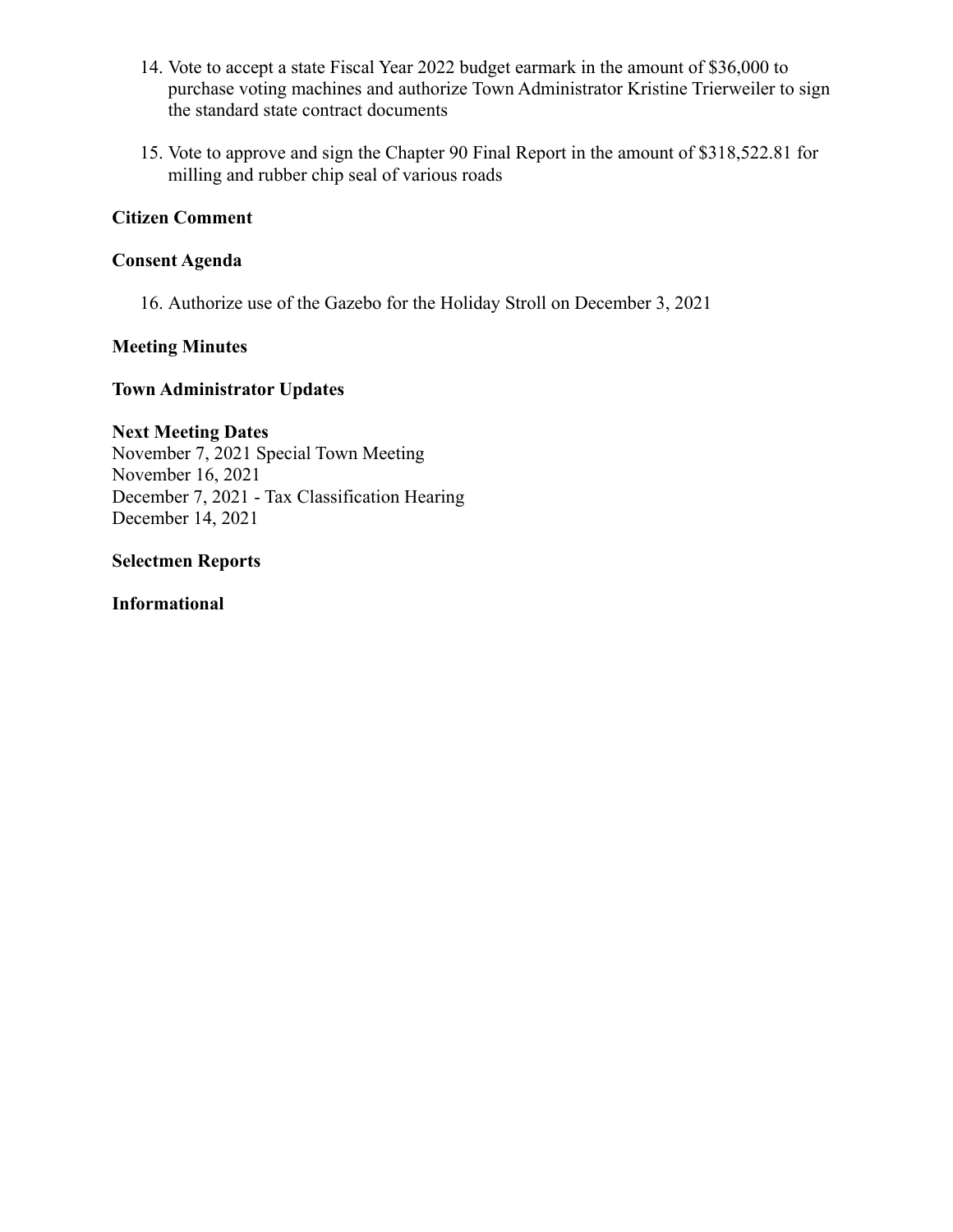14. Vote to accept a state Fiscal Year 2022 budget earmark in the amount of $36,000 to purchase voting machines and authorize Town Administrator Kristine Trierweiler to sign the standard state contract documents

15. Vote to approve and sign the Chapter 90 Final Report in the amount of $318,522.81 for milling and rubber chip seal of various roads

**Citizen Comment**

**Consent Agenda**

16. Authorize use of the Gazebo for the Holiday Stroll on December 3, 2021

**Meeting Minutes**

**Town Administrator Updates**

**Next Meeting Dates**
November 7, 2021 Special Town Meeting
November 16, 2021
December 7, 2021 - Tax Classification Hearing
December 14, 2021

**Selectmen Reports**

**Informational**